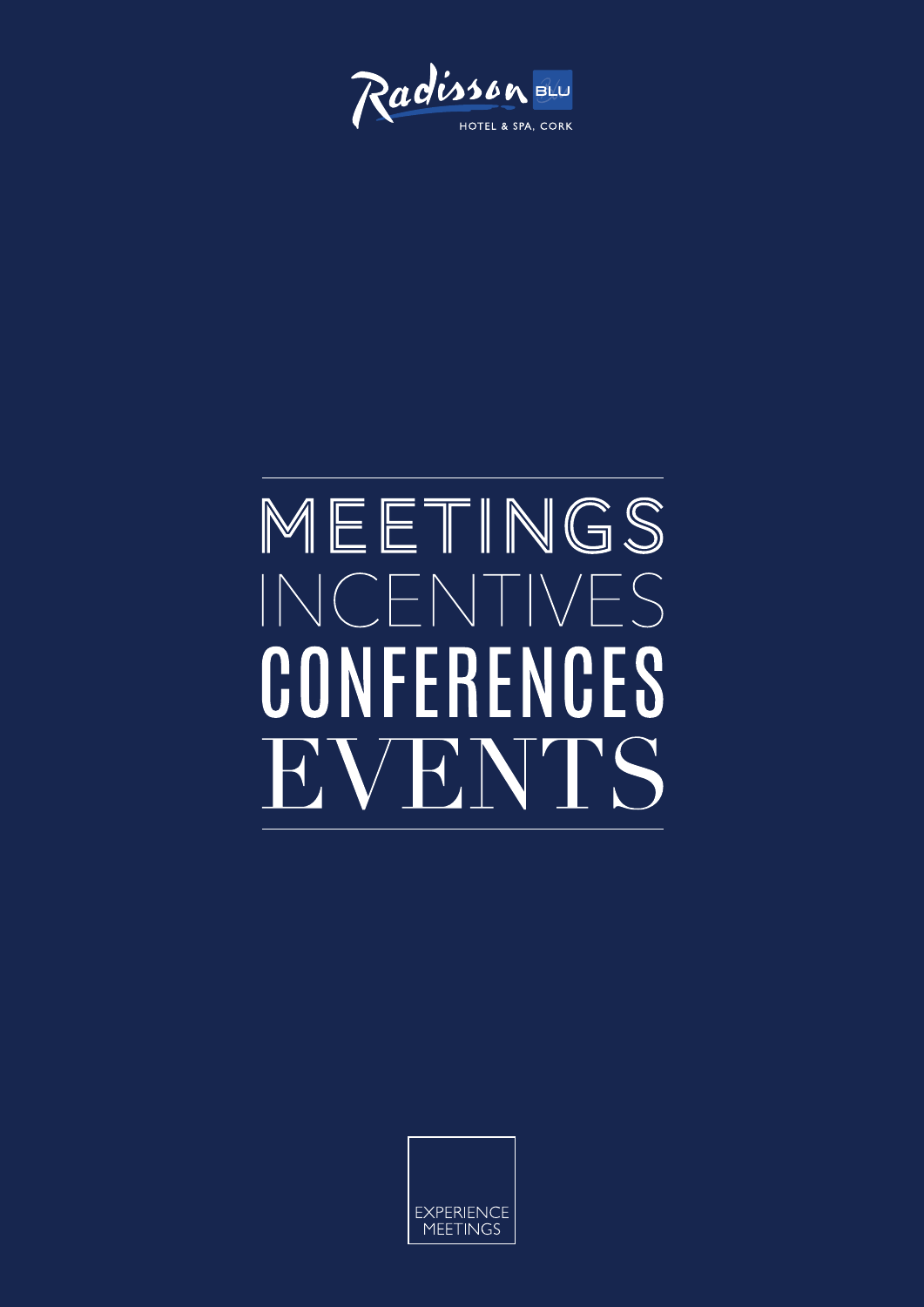Radisson BLU

HOTEL & SPA, CORK

# MEETINGS
# INCENTIVES
# CONFERENCES
# EVENTS

EXPERIENCE MEETINGS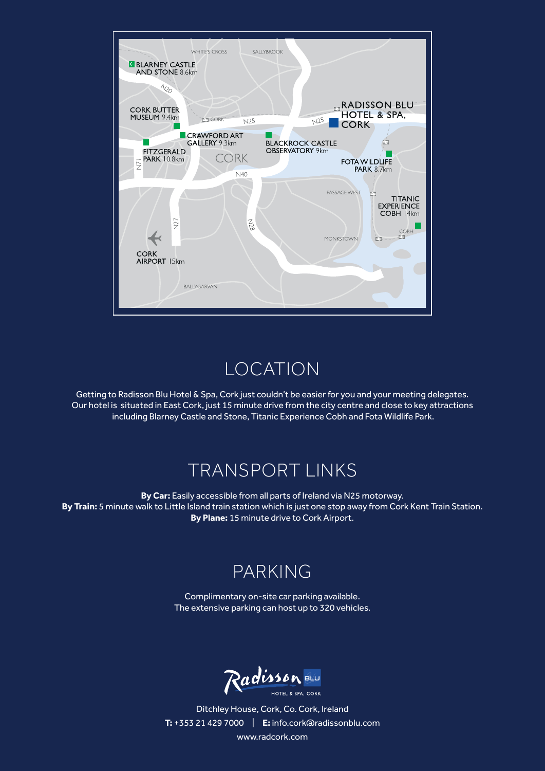## LOCATION

Getting to Radisson Blu Hotel & Spa, Cork just couldn't be easier for you and your meeting delegates. Our hotel is situated in East Cork, just 15 minute drive from the city centre and close to key attractions including Blarney Castle and Stone, Titanic Experience Cobh and Fota Wildlife Park.

## TRANSPORT LINKS

**By Car:** Easily accessible from all parts of Ireland via N25 motorway.
**By Train:** 5 minute walk to Little Island train station which is just one stop away from Cork Kent Train Station.
**By Plane:** 15 minute drive to Cork Airport.

## PARKING

Complimentary on-site car parking available.
The extensive parking can host up to 320 vehicles.

Ditchley House, Cork, Co. Cork, Ireland
**T:** +353 21 429 7000 | **E:** info.cork@radissonblu.com
www.radcork.com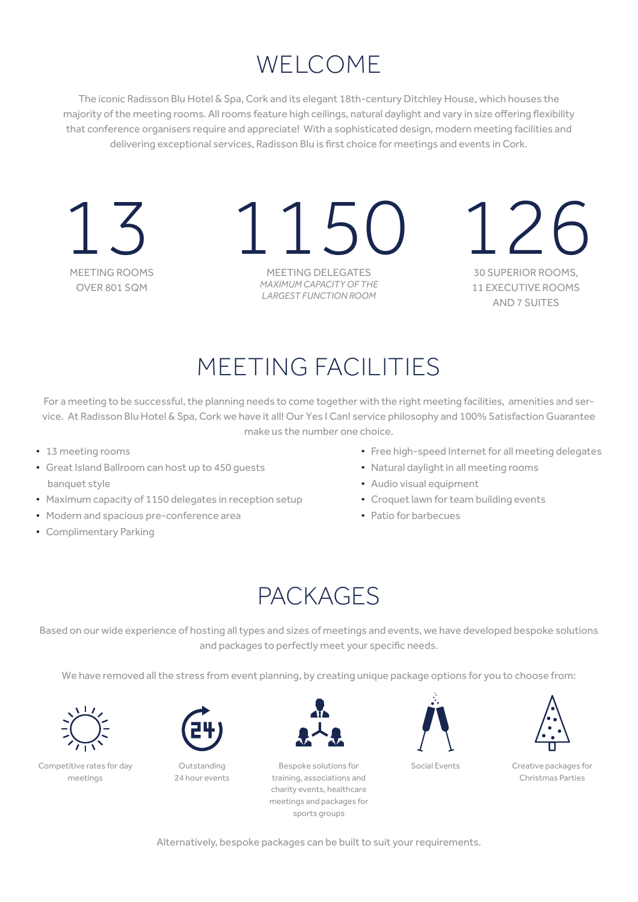# WELCOME

The iconic Radisson Blu Hotel & Spa, Cork and its elegant 18th-century Ditchley House, which houses the majority of the meeting rooms. All rooms feature high ceilings, natural daylight and vary in size offering flexibility that conference organisers require and appreciate! With a sophisticated design, modern meeting facilities and delivering exceptional services, Radisson Blu is first choice for meetings and events in Cork.

**13**
MEETING ROOMS
OVER 801 SQM

**1150**
MEETING DELEGATES
*MAXIMUM CAPACITY OF THE LARGEST FUNCTION ROOM*

**126**
30 SUPERIOR ROOMS,
11 EXECUTIVE ROOMS
AND 7 SUITES

# MEETING FACILITIES

For a meeting to be successful, the planning needs to come together with the right meeting facilities, amenities and service. At Radisson Blu Hotel & Spa, Cork we have it all! Our Yes I Can! service philosophy and 100% Satisfaction Guarantee make us the number one choice.

- 13 meeting rooms
- Great Island Ballroom can host up to 450 guests banquet style
- Maximum capacity of 1150 delegates in reception setup
- Modern and spacious pre-conference area
- Complimentary Parking
- Free high-speed Internet for all meeting delegates
- Natural daylight in all meeting rooms
- Audio visual equipment
- Croquet lawn for team building events
- Patio for barbecues

# PACKAGES

Based on our wide experience of hosting all types and sizes of meetings and events, we have developed bespoke solutions and packages to perfectly meet your specific needs.

We have removed all the stress from event planning, by creating unique package options for you to choose from:

- Competitive rates for day meetings
- Outstanding 24 hour events
- Bespoke solutions for training, associations and charity events, healthcare meetings and packages for sports groups
- Social Events
- Creative packages for Christmas Parties

Alternatively, bespoke packages can be built to suit your requirements.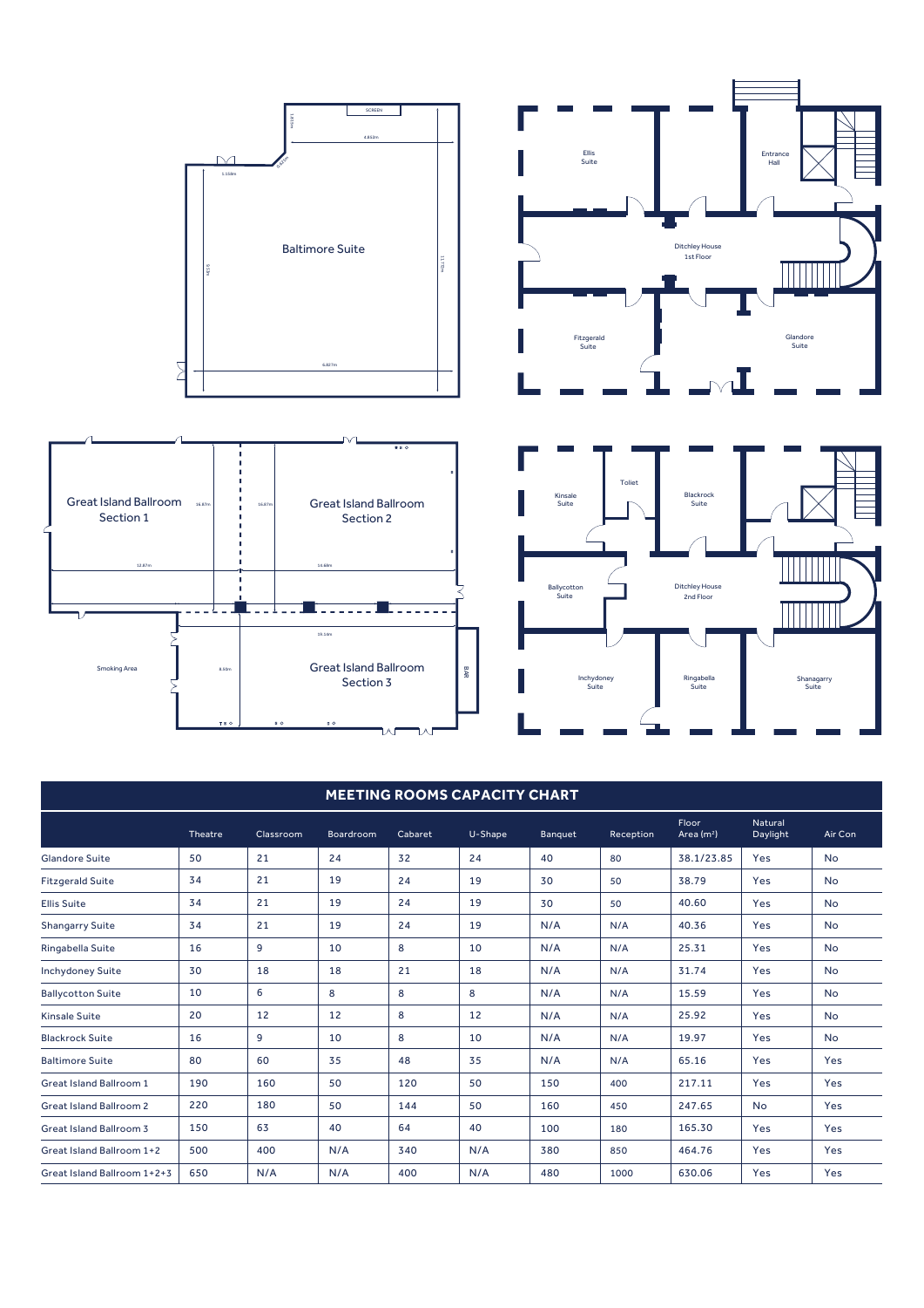Baltimore Suite

SCREEN

Ellis Suite

Entrance Hall

Ditchley House 1st Floor

Fitzgerald Suite

Glandore Suite

Great Island Ballroom Section 1

Great Island Ballroom Section 2

Smoking Area

Great Island Ballroom Section 3

BAR

Kinsale Suite

Toilet

Blackrock Suite

Ballycotton Suite

Ditchley House 2nd Floor

Inchydoney Suite

Ringabella Suite

Shanagarry Suite

## MEETING ROOMS CAPACITY CHART

| | Theatre | Classroom | Boardroom | Cabaret | U-Shape | Banquet | Reception | Floor Area (m²) | Natural Daylight | Air Con |
|---|---|---|---|---|---|---|---|---|---|---|
| Glandore Suite | 50 | 21 | 24 | 32 | 24 | 40 | 80 | 38.1/23.85 | Yes | No |
| Fitzgerald Suite | 34 | 21 | 19 | 24 | 19 | 30 | 50 | 38.79 | Yes | No |
| Ellis Suite | 34 | 21 | 19 | 24 | 19 | 30 | 50 | 40.60 | Yes | No |
| Shangarry Suite | 34 | 21 | 19 | 24 | 19 | N/A | N/A | 40.36 | Yes | No |
| Ringabella Suite | 16 | 9 | 10 | 8 | 10 | N/A | N/A | 25.31 | Yes | No |
| Inchydoney Suite | 30 | 18 | 18 | 21 | 18 | N/A | N/A | 31.74 | Yes | No |
| Ballycotton Suite | 10 | 6 | 8 | 8 | 8 | N/A | N/A | 15.59 | Yes | No |
| Kinsale Suite | 20 | 12 | 12 | 8 | 12 | N/A | N/A | 25.92 | Yes | No |
| Blackrock Suite | 16 | 9 | 10 | 8 | 10 | N/A | N/A | 19.97 | Yes | No |
| Baltimore Suite | 80 | 60 | 35 | 48 | 35 | N/A | N/A | 65.16 | Yes | Yes |
| Great Island Ballroom 1 | 190 | 160 | 50 | 120 | 50 | 150 | 400 | 217.11 | Yes | Yes |
| Great Island Ballroom 2 | 220 | 180 | 50 | 144 | 50 | 160 | 450 | 247.65 | No | Yes |
| Great Island Ballroom 3 | 150 | 63 | 40 | 64 | 40 | 100 | 180 | 165.30 | Yes | Yes |
| Great Island Ballroom 1+2 | 500 | 400 | N/A | 340 | N/A | 380 | 850 | 464.76 | Yes | Yes |
| Great Island Ballroom 1+2+3 | 650 | N/A | N/A | 400 | N/A | 480 | 1000 | 630.06 | Yes | Yes |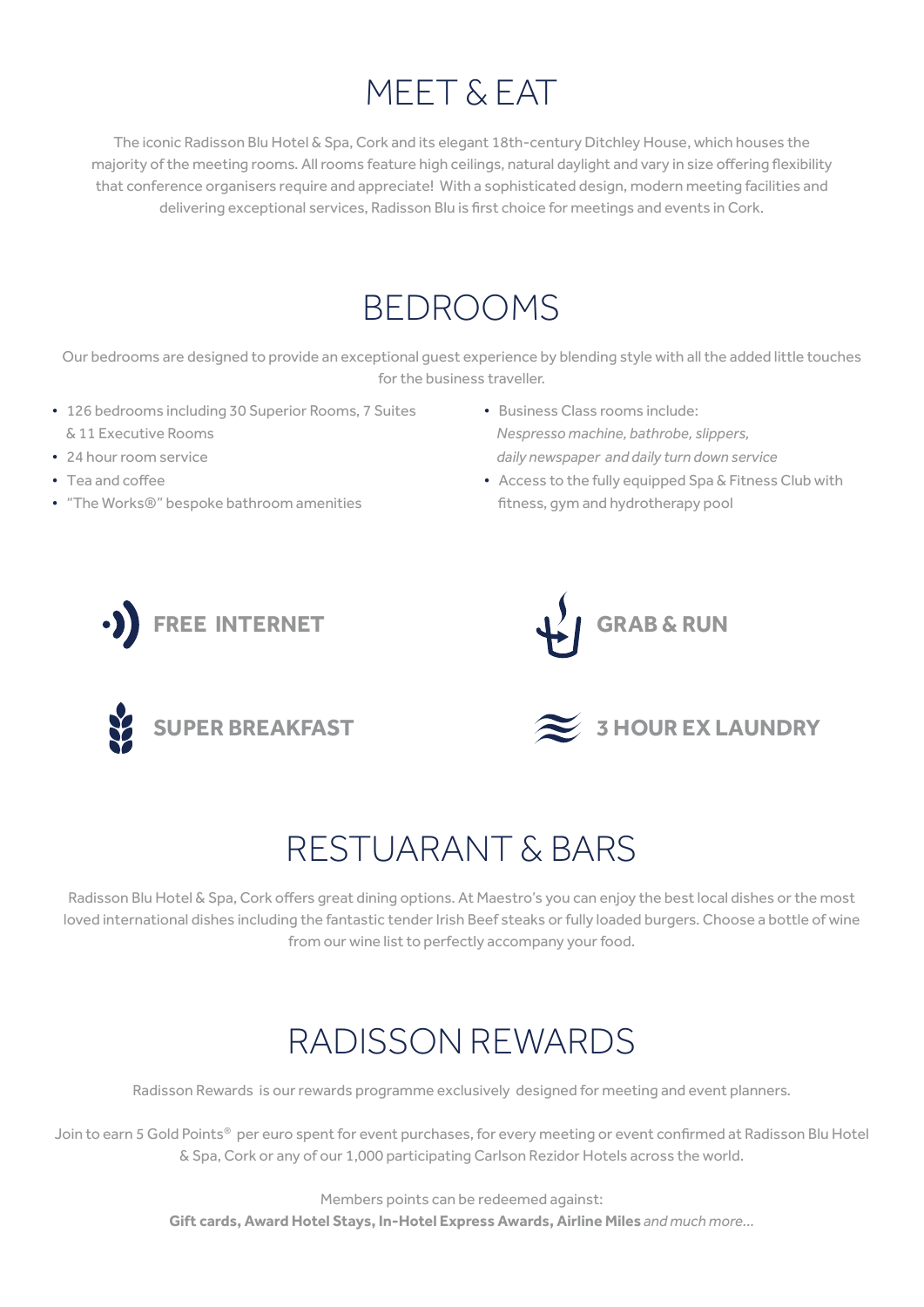# MEET & EAT

The iconic Radisson Blu Hotel & Spa, Cork and its elegant 18th-century Ditchley House, which houses the majority of the meeting rooms. All rooms feature high ceilings, natural daylight and vary in size offering flexibility that conference organisers require and appreciate! With a sophisticated design, modern meeting facilities and delivering exceptional services, Radisson Blu is first choice for meetings and events in Cork.

# BEDROOMS

Our bedrooms are designed to provide an exceptional guest experience by blending style with all the added little touches for the business traveller.

- 126 bedrooms including 30 Superior Rooms, 7 Suites & 11 Executive Rooms
- 24 hour room service
- Tea and coffee
- "The Works®" bespoke bathroom amenities
- Business Class rooms include: *Nespresso machine, bathrobe, slippers, daily newspaper and daily turn down service*
- Access to the fully equipped Spa & Fitness Club with fitness, gym and hydrotherapy pool

**FREE INTERNET**

**GRAB & RUN**

**SUPER BREAKFAST**

**3 HOUR EX LAUNDRY**

# RESTUARANT & BARS

Radisson Blu Hotel & Spa, Cork offers great dining options. At Maestro's you can enjoy the best local dishes or the most loved international dishes including the fantastic tender Irish Beef steaks or fully loaded burgers. Choose a bottle of wine from our wine list to perfectly accompany your food.

# RADISSON REWARDS

Radisson Rewards is our rewards programme exclusively designed for meeting and event planners.

Join to earn 5 Gold Points® per euro spent for event purchases, for every meeting or event confirmed at Radisson Blu Hotel & Spa, Cork or any of our 1,000 participating Carlson Rezidor Hotels across the world.

Members points can be redeemed against:
**Gift cards, Award Hotel Stays, In-Hotel Express Awards, Airline Miles** *and much more...*